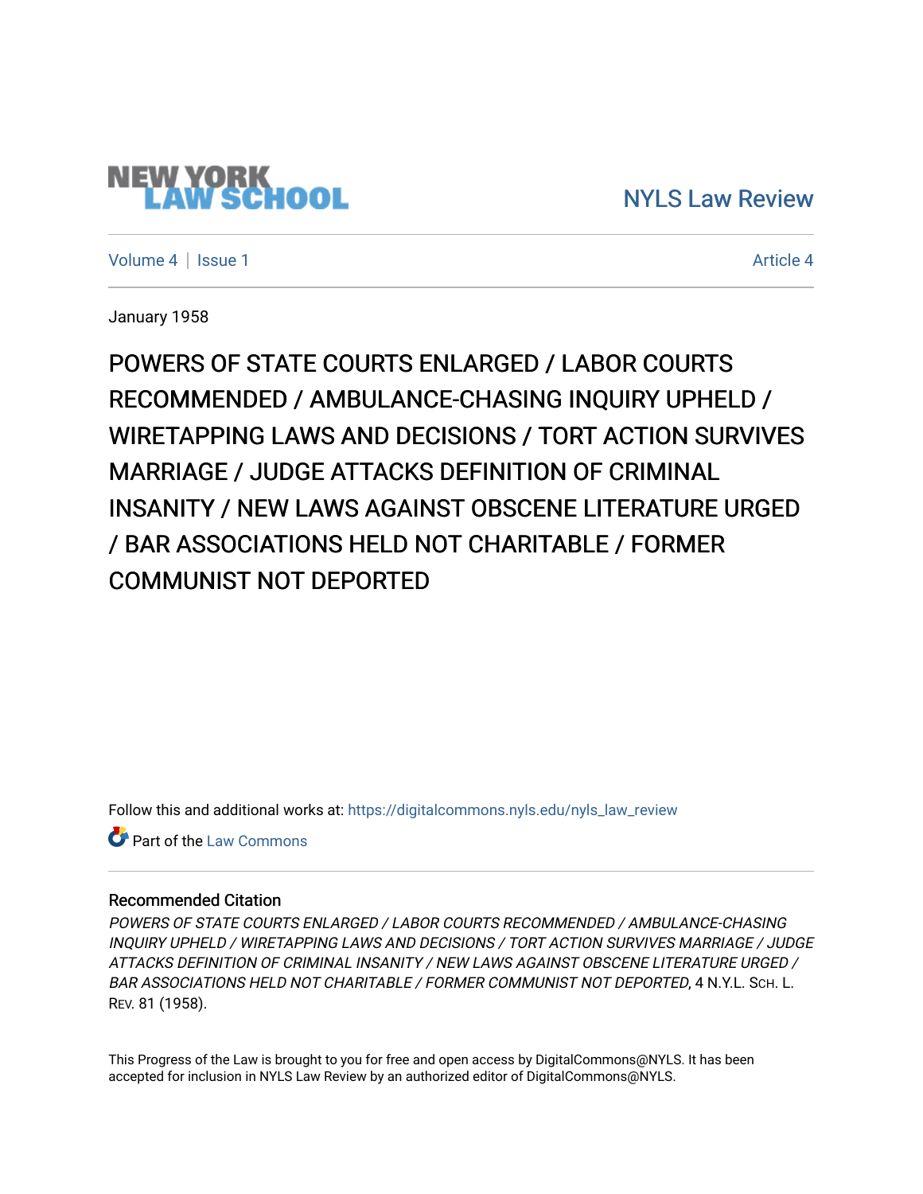NEW YORK LAW SCHOOL

NYLS Law Review

Volume 4 | Issue 1

Article 4

January 1958

# POWERS OF STATE COURTS ENLARGED / LABOR COURTS RECOMMENDED / AMBULANCE-CHASING INQUIRY UPHELD / WIRETAPPING LAWS AND DECISIONS / TORT ACTION SURVIVES MARRIAGE / JUDGE ATTACKS DEFINITION OF CRIMINAL INSANITY / NEW LAWS AGAINST OBSCENE LITERATURE URGED / BAR ASSOCIATIONS HELD NOT CHARITABLE / FORMER COMMUNIST NOT DEPORTED

Follow this and additional works at: https://digitalcommons.nyls.edu/nyls_law_review

Part of the Law Commons

## Recommended Citation

*POWERS OF STATE COURTS ENLARGED / LABOR COURTS RECOMMENDED / AMBULANCE-CHASING INQUIRY UPHELD / WIRETAPPING LAWS AND DECISIONS / TORT ACTION SURVIVES MARRIAGE / JUDGE ATTACKS DEFINITION OF CRIMINAL INSANITY / NEW LAWS AGAINST OBSCENE LITERATURE URGED / BAR ASSOCIATIONS HELD NOT CHARITABLE / FORMER COMMUNIST NOT DEPORTED*, 4 N.Y.L. SCH. L. REV. 81 (1958).

This Progress of the Law is brought to you for free and open access by DigitalCommons@NYLS. It has been accepted for inclusion in NYLS Law Review by an authorized editor of DigitalCommons@NYLS.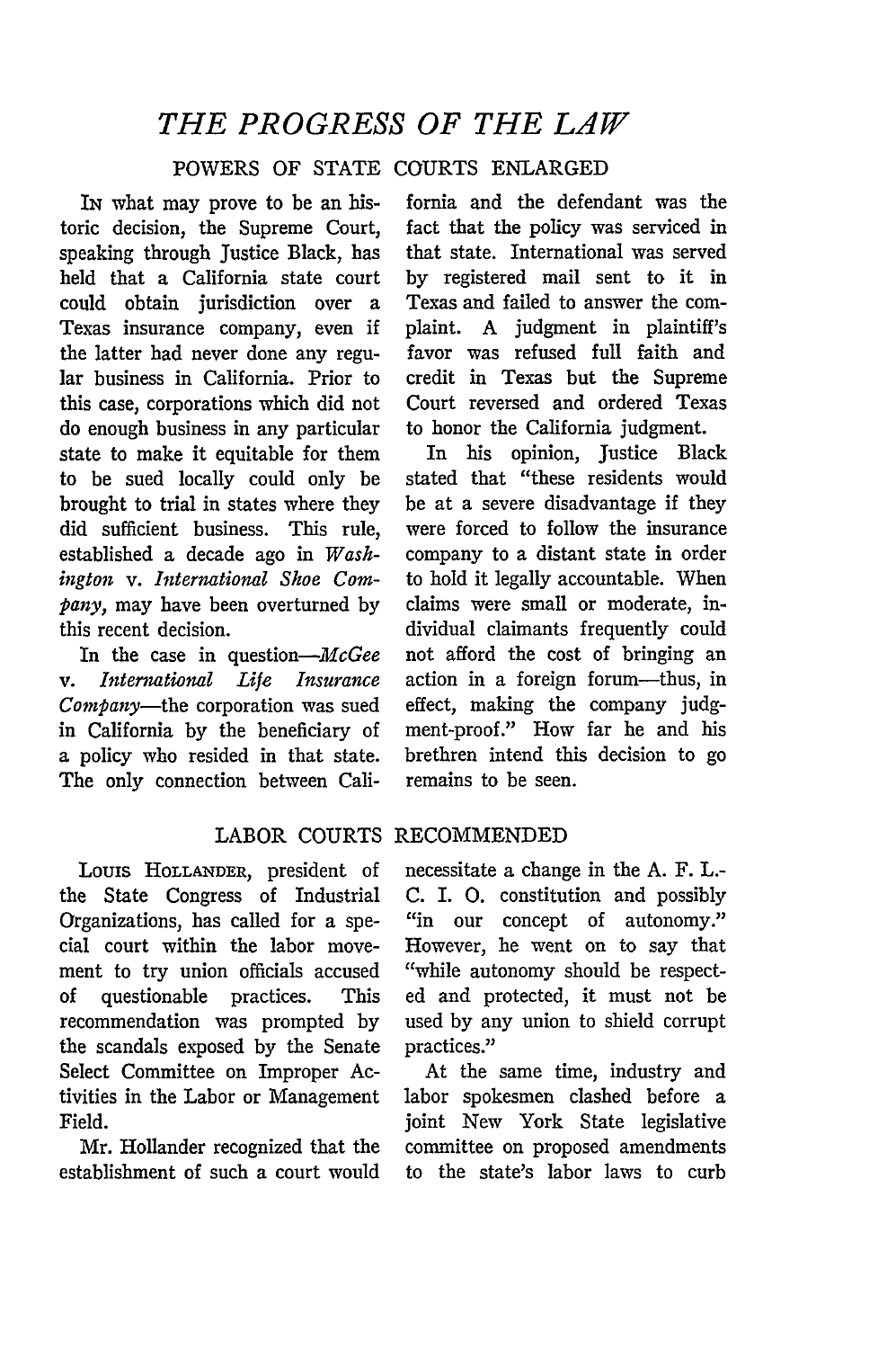# *THE PROGRESS OF THE LAW*

## POWERS OF STATE COURTS ENLARGED

IN what may prove to be an historic decision, the Supreme Court, speaking through Justice Black, has held that a California state court could obtain jurisdiction over a Texas insurance company, even if the latter had never done any regular business in California. Prior to this case, corporations which did not do enough business in any particular state to make it equitable for them to be sued locally could only be brought to trial in states where they did sufficient business. This rule, established a decade ago in *Washington* v. *International Shoe Company,* may have been overturned by this recent decision.

In the case in question—*McGee* v. *International Life Insurance Company*—the corporation was sued in California by the beneficiary of a policy who resided in that state. The only connection between California and the defendant was the fact that the policy was serviced in that state. International was served by registered mail sent to it in Texas and failed to answer the complaint. A judgment in plaintiff's favor was refused full faith and credit in Texas but the Supreme Court reversed and ordered Texas to honor the California judgment.

In his opinion, Justice Black stated that "these residents would be at a severe disadvantage if they were forced to follow the insurance company to a distant state in order to hold it legally accountable. When claims were small or moderate, individual claimants frequently could not afford the cost of bringing an action in a foreign forum—thus, in effect, making the company judgment-proof." How far he and his brethren intend this decision to go remains to be seen.

## LABOR COURTS RECOMMENDED

LOUIS HOLLANDER, president of the State Congress of Industrial Organizations, has called for a special court within the labor movement to try union officials accused of questionable practices. This recommendation was prompted by the scandals exposed by the Senate Select Committee on Improper Activities in the Labor or Management Field.

Mr. Hollander recognized that the establishment of such a court would necessitate a change in the A. F. L.-C. I. O. constitution and possibly "in our concept of autonomy." However, he went on to say that "while autonomy should be respected and protected, it must not be used by any union to shield corrupt practices."

At the same time, industry and labor spokesmen clashed before a joint New York State legislative committee on proposed amendments to the state's labor laws to curb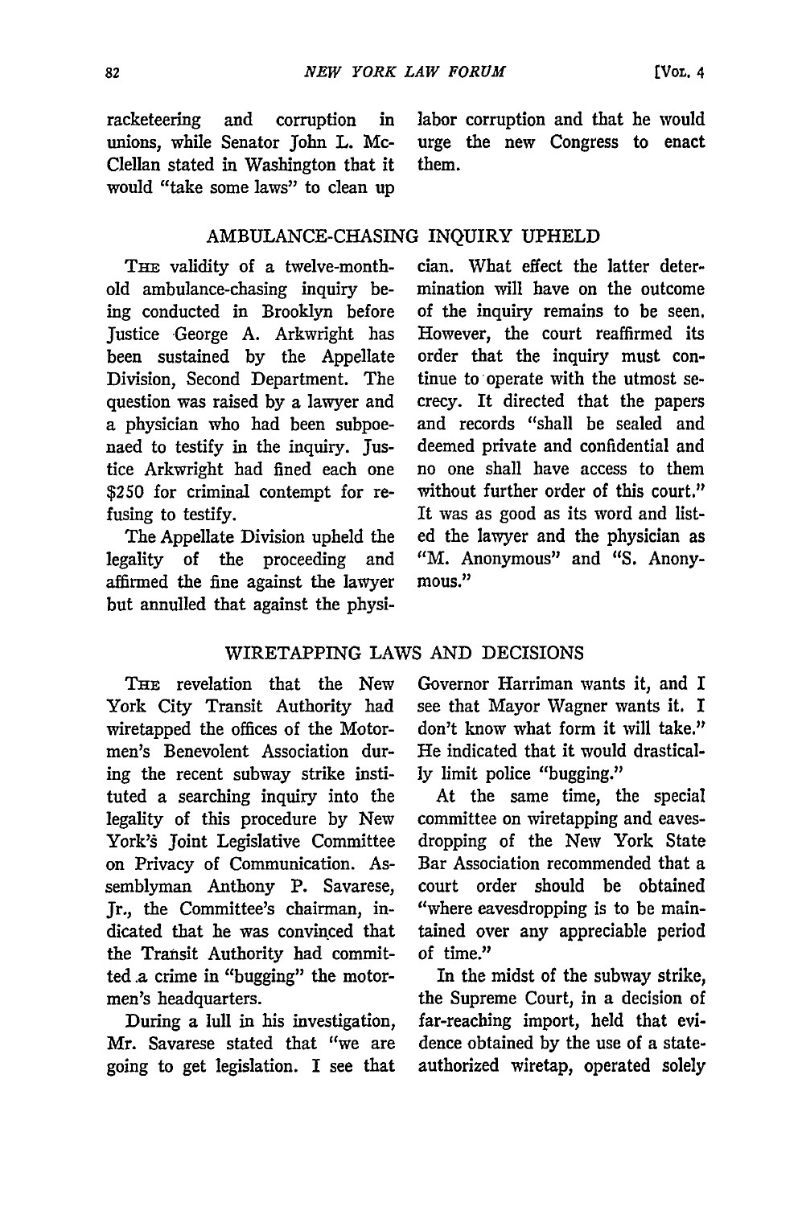racketeering and corruption in unions, while Senator John L. McClellan stated in Washington that it would "take some laws" to clean up labor corruption and that he would urge the new Congress to enact them.

## AMBULANCE-CHASING INQUIRY UPHELD

THE validity of a twelve-month-old ambulance-chasing inquiry being conducted in Brooklyn before Justice George A. Arkwright has been sustained by the Appellate Division, Second Department. The question was raised by a lawyer and a physician who had been subpoenaed to testify in the inquiry. Justice Arkwright had fined each one $250 for criminal contempt for refusing to testify.

The Appellate Division upheld the legality of the proceeding and affirmed the fine against the lawyer but annulled that against the physician. What effect the latter determination will have on the outcome of the inquiry remains to be seen. However, the court reaffirmed its order that the inquiry must continue to operate with the utmost secrecy. It directed that the papers and records "shall be sealed and deemed private and confidential and no one shall have access to them without further order of this court." It was as good as its word and listed the lawyer and the physician as "M. Anonymous" and "S. Anonymous."

## WIRETAPPING LAWS AND DECISIONS

THE revelation that the New York City Transit Authority had wiretapped the offices of the Motormen's Benevolent Association during the recent subway strike instituted a searching inquiry into the legality of this procedure by New York's Joint Legislative Committee on Privacy of Communication. Assemblyman Anthony P. Savarese, Jr., the Committee's chairman, indicated that he was convinced that the Transit Authority had committed a crime in "bugging" the motormen's headquarters.

During a lull in his investigation, Mr. Savarese stated that "we are going to get legislation. I see that Governor Harriman wants it, and I see that Mayor Wagner wants it. I don't know what form it will take." He indicated that it would drastically limit police "bugging."

At the same time, the special committee on wiretapping and eavesdropping of the New York State Bar Association recommended that a court order should be obtained "where eavesdropping is to be maintained over any appreciable period of time."

In the midst of the subway strike, the Supreme Court, in a decision of far-reaching import, held that evidence obtained by the use of a state-authorized wiretap, operated solely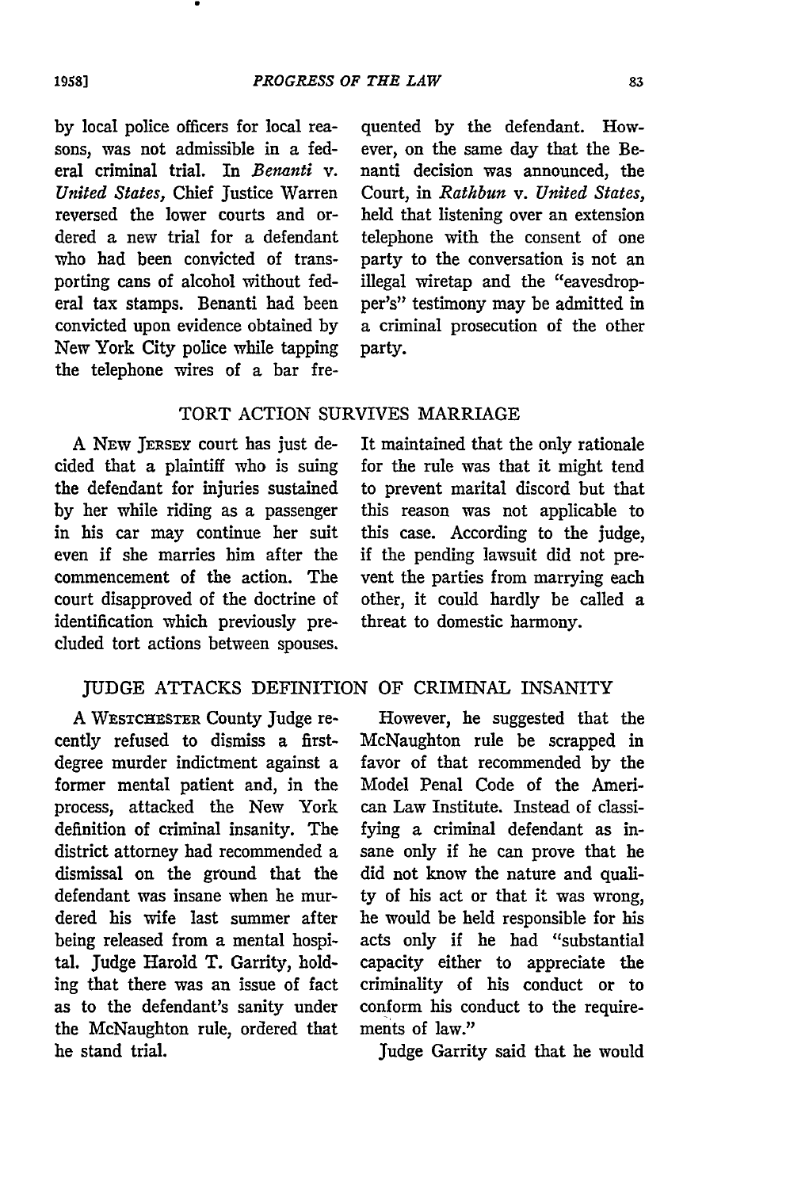by local police officers for local reasons, was not admissible in a federal criminal trial. In *Benanti* v. *United States,* Chief Justice Warren reversed the lower courts and ordered a new trial for a defendant who had been convicted of transporting cans of alcohol without federal tax stamps. Benanti had been convicted upon evidence obtained by New York City police while tapping the telephone wires of a bar frequented by the defendant. However, on the same day that the Benanti decision was announced, the Court, in *Rathbun* v. *United States,* held that listening over an extension telephone with the consent of one party to the conversation is not an illegal wiretap and the "eavesdropper's" testimony may be admitted in a criminal prosecution of the other party.

## TORT ACTION SURVIVES MARRIAGE

A NEW JERSEY court has just decided that a plaintiff who is suing the defendant for injuries sustained by her while riding as a passenger in his car may continue her suit even if she marries him after the commencement of the action. The court disapproved of the doctrine of identification which previously precluded tort actions between spouses. It maintained that the only rationale for the rule was that it might tend to prevent marital discord but that this reason was not applicable to this case. According to the judge, if the pending lawsuit did not prevent the parties from marrying each other, it could hardly be called a threat to domestic harmony.

## JUDGE ATTACKS DEFINITION OF CRIMINAL INSANITY

A WESTCHESTER County Judge recently refused to dismiss a first-degree murder indictment against a former mental patient and, in the process, attacked the New York definition of criminal insanity. The district attorney had recommended a dismissal on the ground that the defendant was insane when he murdered his wife last summer after being released from a mental hospital. Judge Harold T. Garrity, holding that there was an issue of fact as to the defendant's sanity under the McNaughton rule, ordered that he stand trial.

However, he suggested that the McNaughton rule be scrapped in favor of that recommended by the Model Penal Code of the American Law Institute. Instead of classifying a criminal defendant as insane only if he can prove that he did not know the nature and quality of his act or that it was wrong, he would be held responsible for his acts only if he had "substantial capacity either to appreciate the criminality of his conduct or to conform his conduct to the requirements of law."

Judge Garrity said that he would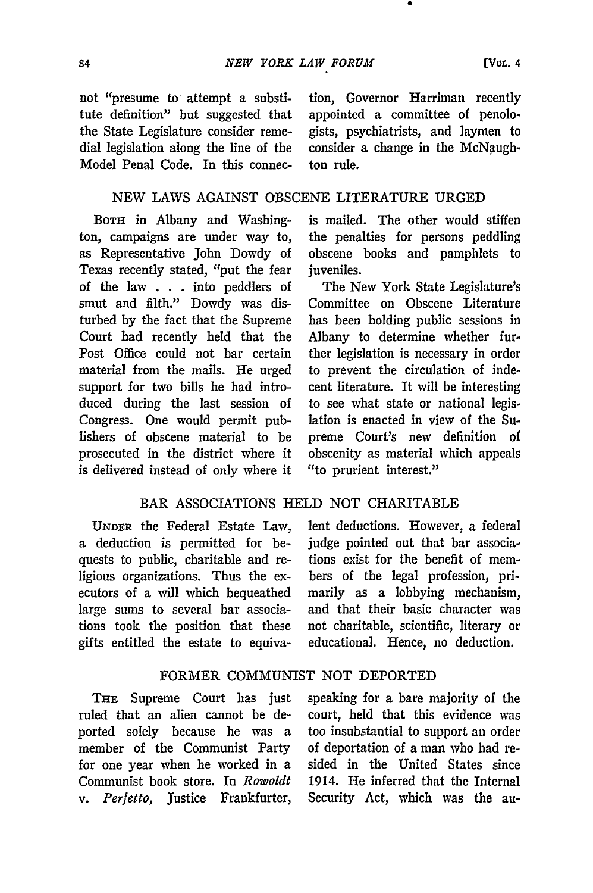not "presume to attempt a substitute definition" but suggested that the State Legislature consider remedial legislation along the line of the Model Penal Code. In this connection, Governor Harriman recently appointed a committee of penologists, psychiatrists, and laymen to consider a change in the McNaughton rule.

## NEW LAWS AGAINST OBSCENE LITERATURE URGED

BOTH in Albany and Washington, campaigns are under way to, as Representative John Dowdy of Texas recently stated, "put the fear of the law . . . into peddlers of smut and filth." Dowdy was disturbed by the fact that the Supreme Court had recently held that the Post Office could not bar certain material from the mails. He urged support for two bills he had introduced during the last session of Congress. One would permit publishers of obscene material to be prosecuted in the district where it is delivered instead of only where it is mailed. The other would stiffen the penalties for persons peddling obscene books and pamphlets to juveniles.

The New York State Legislature's Committee on Obscene Literature has been holding public sessions in Albany to determine whether further legislation is necessary in order to prevent the circulation of indecent literature. It will be interesting to see what state or national legislation is enacted in view of the Supreme Court's new definition of obscenity as material which appeals "to prurient interest."

## BAR ASSOCIATIONS HELD NOT CHARITABLE

UNDER the Federal Estate Law, a deduction is permitted for bequests to public, charitable and religious organizations. Thus the executors of a will which bequeathed large sums to several bar associations took the position that these gifts entitled the estate to equivalent deductions. However, a federal judge pointed out that bar associations exist for the benefit of members of the legal profession, primarily as a lobbying mechanism, and that their basic character was not charitable, scientific, literary or educational. Hence, no deduction.

## FORMER COMMUNIST NOT DEPORTED

THE Supreme Court has just ruled that an alien cannot be deported solely because he was a member of the Communist Party for one year when he worked in a Communist book store. In *Rowoldt v. Perfetto*, Justice Frankfurter, speaking for a bare majority of the court, held that this evidence was too insubstantial to support an order of deportation of a man who had resided in the United States since 1914. He inferred that the Internal Security Act, which was the au-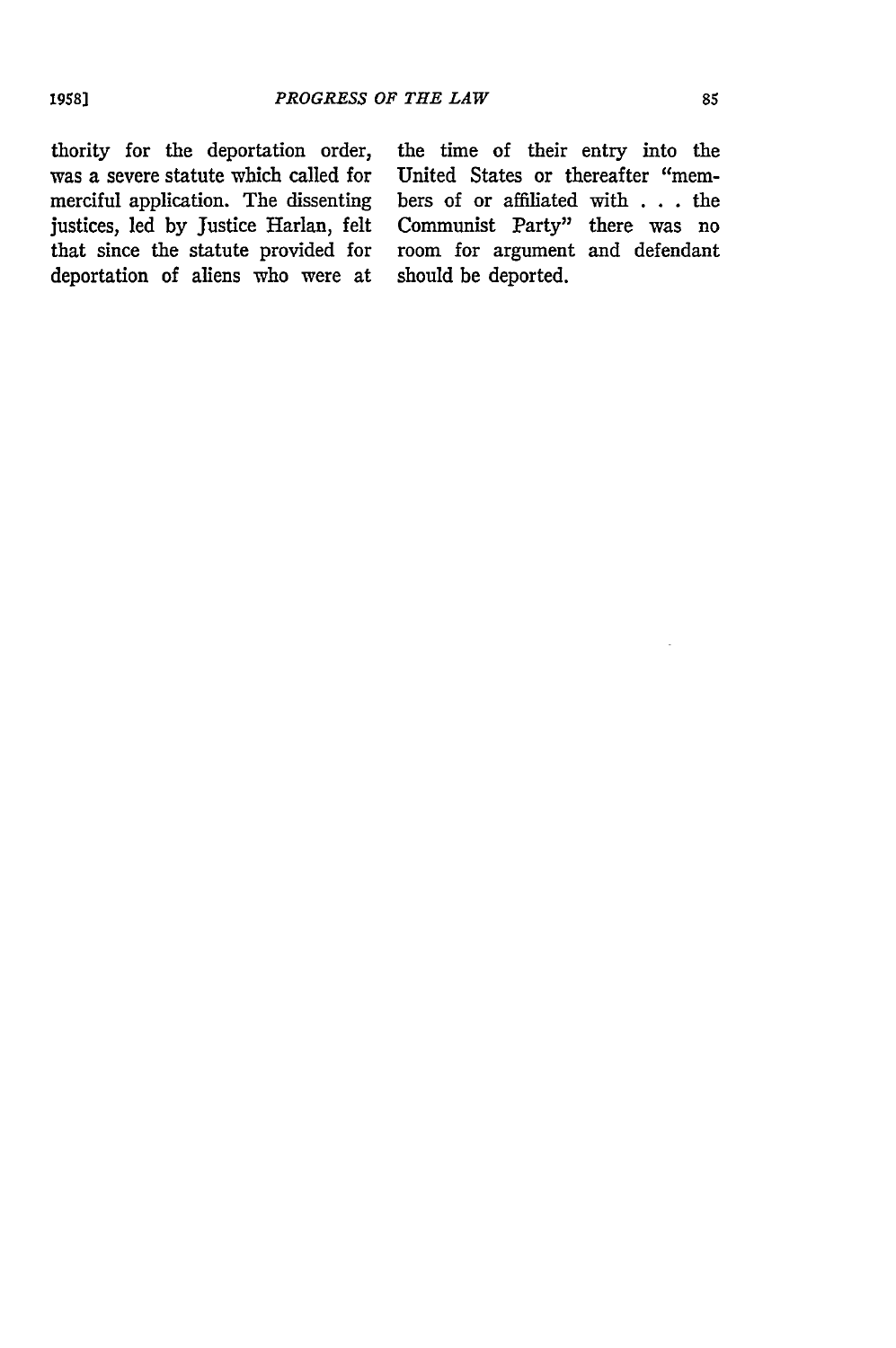thority for the deportation order, was a severe statute which called for merciful application. The dissenting justices, led by Justice Harlan, felt that since the statute provided for deportation of aliens who were at the time of their entry into the United States or thereafter "members of or affiliated with . . . the Communist Party" there was no room for argument and defendant should be deported.